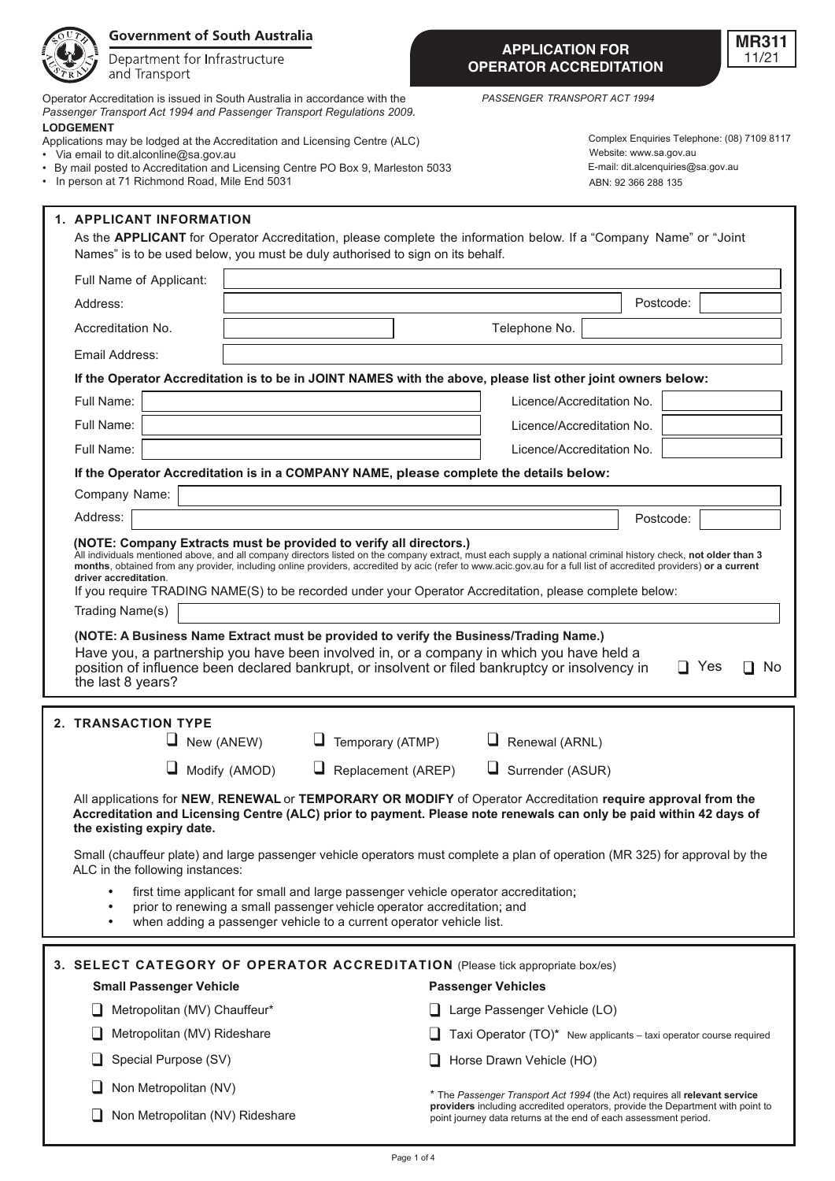Government of South Australia

Department for Infrastructure and Transport

# APPLICATION FOR OPERATOR ACCREDITATION

**MR311**
11/21

*PASSENGER TRANSPORT ACT 1994*

Operator Accreditation is issued in South Australia in accordance with the *Passenger Transport Act 1994 and Passenger Transport Regulations 2009.*

**LODGEMENT**

Applications may be lodged at the Accreditation and Licensing Centre (ALC)

- Via email to dit.alconline@sa.gov.au
- By mail posted to Accreditation and Licensing Centre PO Box 9, Marleston 5033
- In person at 71 Richmond Road, Mile End 5031

Complex Enquiries Telephone: (08) 7109 8117
Website: www.sa.gov.au
E-mail: dit.alcenquiries@sa.gov.au
ABN: 92 366 288 135

## 1. APPLICANT INFORMATION

As the **APPLICANT** for Operator Accreditation, please complete the information below. If a "Company Name" or "Joint Names" is to be used below, you must be duly authorised to sign on its behalf.

Full Name of Applicant:

Address: Postcode:

Accreditation No. Telephone No.

Email Address:

**If the Operator Accreditation is to be in JOINT NAMES with the above, please list other joint owners below:**

Full Name: Licence/Accreditation No.

Full Name: Licence/Accreditation No.

Full Name: Licence/Accreditation No.

**If the Operator Accreditation is in a COMPANY NAME, please complete the details below:**

Company Name:

Address: Postcode:

**(NOTE: Company Extracts must be provided to verify all directors.)**
All individuals mentioned above, and all company directors listed on the company extract, must each supply a national criminal history check, **not older than 3 months**, obtained from any provider, including online providers, accredited by acic (refer to www.acic.gov.au for a full list of accredited providers) **or a current driver accreditation**.

If you require TRADING NAME(S) to be recorded under your Operator Accreditation, please complete below:

Trading Name(s)

**(NOTE: A Business Name Extract must be provided to verify the Business/Trading Name.)**

Have you, a partnership you have been involved in, or a company in which you have held a position of influence been declared bankrupt, or insolvent or filed bankruptcy or insolvency in the last 8 years? ❑ Yes ❑ No

## 2. TRANSACTION TYPE

❑ New (ANEW) ❑ Temporary (ATMP) ❑ Renewal (ARNL)

❑ Modify (AMOD) ❑ Replacement (AREP) ❑ Surrender (ASUR)

All applications for **NEW**, **RENEWAL** or **TEMPORARY OR MODIFY** of Operator Accreditation **require approval from the Accreditation and Licensing Centre (ALC) prior to payment. Please note renewals can only be paid within 42 days of the existing expiry date.**

Small (chauffeur plate) and large passenger vehicle operators must complete a plan of operation (MR 325) for approval by the ALC in the following instances:

- first time applicant for small and large passenger vehicle operator accreditation;
- prior to renewing a small passenger vehicle operator accreditation; and
- when adding a passenger vehicle to a current operator vehicle list.

## 3. SELECT CATEGORY OF OPERATOR ACCREDITATION (Please tick appropriate box/es)

**Small Passenger Vehicle**

- ❑ Metropolitan (MV) Chauffeur*
- ❑ Metropolitan (MV) Rideshare
- ❑ Special Purpose (SV)
- ❑ Non Metropolitan (NV)
- ❑ Non Metropolitan (NV) Rideshare

**Passenger Vehicles**

- ❑ Large Passenger Vehicle (LO)
- ❑ Taxi Operator (TO)* New applicants – taxi operator course required
- ❑ Horse Drawn Vehicle (HO)

* The *Passenger Transport Act 1994* (the Act) requires all **relevant service providers** including accredited operators, provide the Department with point to point journey data returns at the end of each assessment period.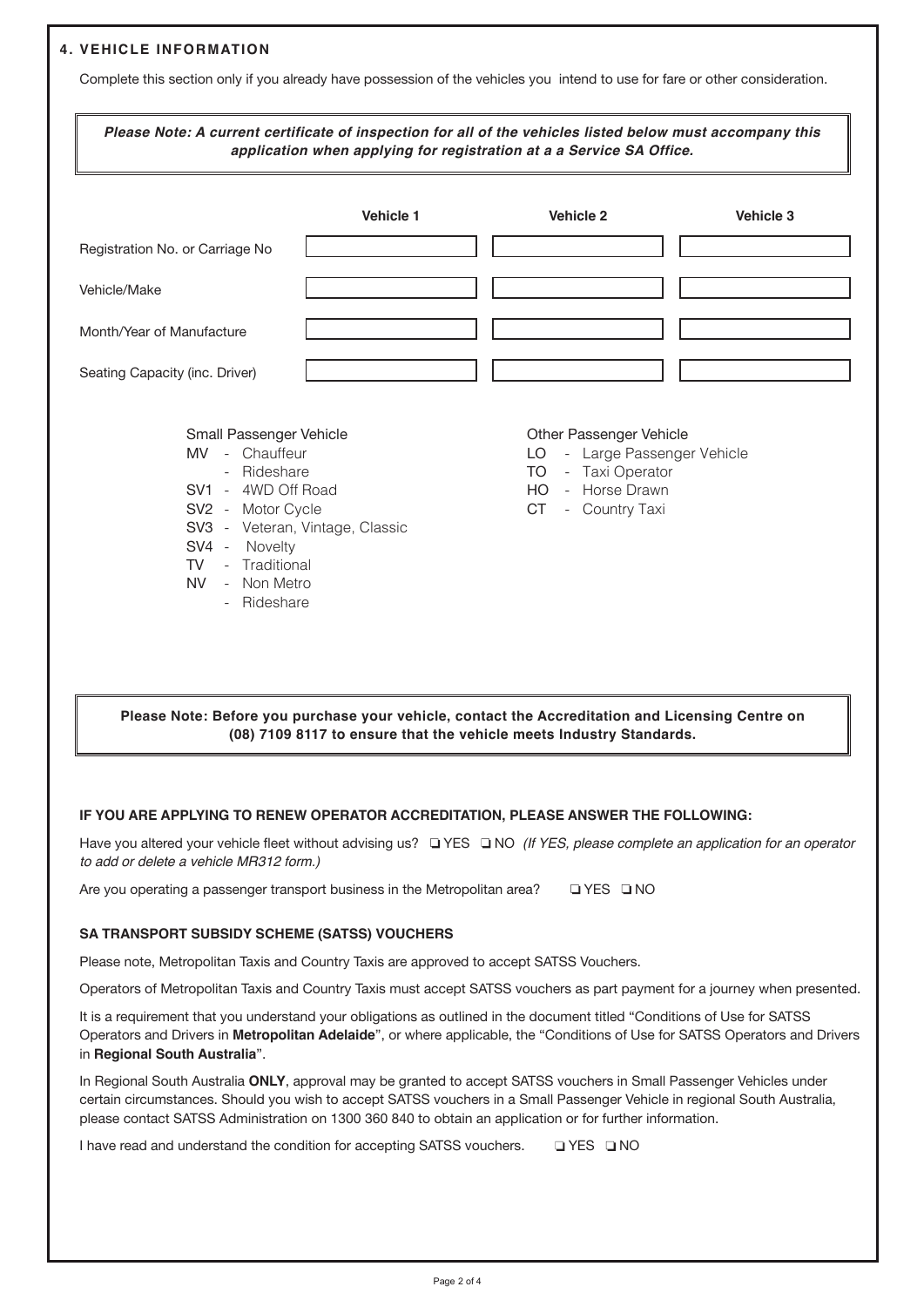## 4. VEHICLE INFORMATION

Complete this section only if you already have possession of the vehicles you intend to use for fare or other consideration.

***Please Note: A current certificate of inspection for all of the vehicles listed below must accompany this application when applying for registration at a a Service SA Office.***

| | Vehicle 1 | Vehicle 2 | Vehicle 3 |
|---|---|---|---|
| Registration No. or Carriage No | | | |
| Vehicle/Make | | | |
| Month/Year of Manufacture | | | |
| Seating Capacity (inc. Driver) | | | |

Small Passenger Vehicle

- MV - Chauffeur
  - Rideshare
- SV1 - 4WD Off Road
- SV2 - Motor Cycle
- SV3 - Veteran, Vintage, Classic
- SV4 - Novelty
- TV - Traditional
- NV - Non Metro
  - Rideshare

Other Passenger Vehicle

- LO - Large Passenger Vehicle
- TO - Taxi Operator
- HO - Horse Drawn
- CT - Country Taxi

**Please Note: Before you purchase your vehicle, contact the Accreditation and Licensing Centre on (08) 7109 8117 to ensure that the vehicle meets Industry Standards.**

### IF YOU ARE APPLYING TO RENEW OPERATOR ACCREDITATION, PLEASE ANSWER THE FOLLOWING:

Have you altered your vehicle fleet without advising us? ❑ YES ❑ NO *(If YES, please complete an application for an operator to add or delete a vehicle MR312 form.)*

Are you operating a passenger transport business in the Metropolitan area? ❑ YES ❑ NO

### SA TRANSPORT SUBSIDY SCHEME (SATSS) VOUCHERS

Please note, Metropolitan Taxis and Country Taxis are approved to accept SATSS Vouchers.

Operators of Metropolitan Taxis and Country Taxis must accept SATSS vouchers as part payment for a journey when presented.

It is a requirement that you understand your obligations as outlined in the document titled "Conditions of Use for SATSS Operators and Drivers in **Metropolitan Adelaide**", or where applicable, the "Conditions of Use for SATSS Operators and Drivers in **Regional South Australia**".

In Regional South Australia **ONLY**, approval may be granted to accept SATSS vouchers in Small Passenger Vehicles under certain circumstances. Should you wish to accept SATSS vouchers in a Small Passenger Vehicle in regional South Australia, please contact SATSS Administration on 1300 360 840 to obtain an application or for further information.

I have read and understand the condition for accepting SATSS vouchers. ❑ YES ❑ NO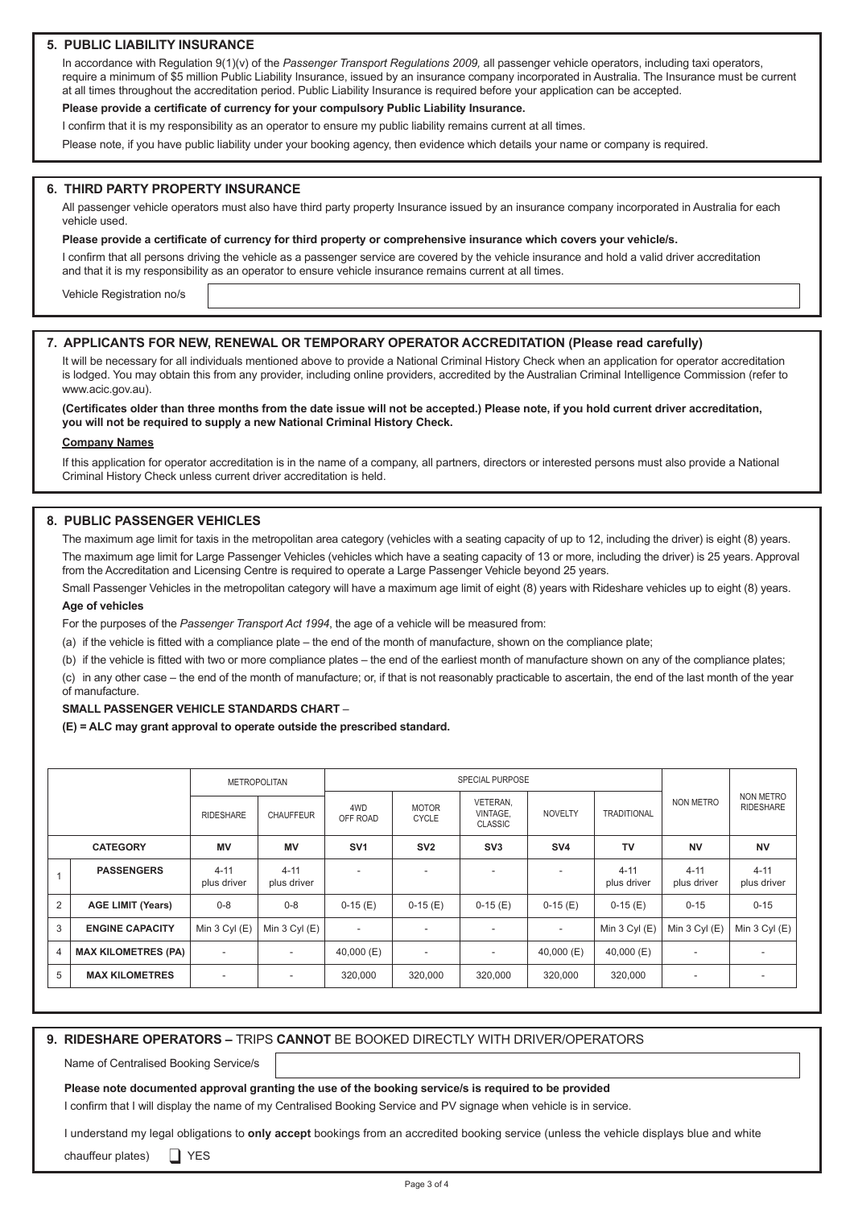## 5. PUBLIC LIABILITY INSURANCE

In accordance with Regulation 9(1)(v) of the *Passenger Transport Regulations 2009,* all passenger vehicle operators, including taxi operators, require a minimum of $5 million Public Liability Insurance, issued by an insurance company incorporated in Australia. The Insurance must be current at all times throughout the accreditation period. Public Liability Insurance is required before your application can be accepted.

**Please provide a certificate of currency for your compulsory Public Liability Insurance.**

I confirm that it is my responsibility as an operator to ensure my public liability remains current at all times.

Please note, if you have public liability under your booking agency, then evidence which details your name or company is required.

## 6. THIRD PARTY PROPERTY INSURANCE

All passenger vehicle operators must also have third party property Insurance issued by an insurance company incorporated in Australia for each vehicle used.

**Please provide a certificate of currency for third property or comprehensive insurance which covers your vehicle/s.**

I confirm that all persons driving the vehicle as a passenger service are covered by the vehicle insurance and hold a valid driver accreditation and that it is my responsibility as an operator to ensure vehicle insurance remains current at all times.

Vehicle Registration no/s

## 7. APPLICANTS FOR NEW, RENEWAL OR TEMPORARY OPERATOR ACCREDITATION (Please read carefully)

It will be necessary for all individuals mentioned above to provide a National Criminal History Check when an application for operator accreditation is lodged. You may obtain this from any provider, including online providers, accredited by the Australian Criminal Intelligence Commission (refer to www.acic.gov.au).

**(Certificates older than three months from the date issue will not be accepted.) Please note, if you hold current driver accreditation, you will not be required to supply a new National Criminal History Check.**

**Company Names**

If this application for operator accreditation is in the name of a company, all partners, directors or interested persons must also provide a National Criminal History Check unless current driver accreditation is held.

## 8. PUBLIC PASSENGER VEHICLES

The maximum age limit for taxis in the metropolitan area category (vehicles with a seating capacity of up to 12, including the driver) is eight (8) years.

The maximum age limit for Large Passenger Vehicles (vehicles which have a seating capacity of 13 or more, including the driver) is 25 years. Approval from the Accreditation and Licensing Centre is required to operate a Large Passenger Vehicle beyond 25 years.

Small Passenger Vehicles in the metropolitan category will have a maximum age limit of eight (8) years with Rideshare vehicles up to eight (8) years.

**Age of vehicles**

For the purposes of the *Passenger Transport Act 1994*, the age of a vehicle will be measured from:

(a) if the vehicle is fitted with a compliance plate – the end of the month of manufacture, shown on the compliance plate;

(b) if the vehicle is fitted with two or more compliance plates – the end of the earliest month of manufacture shown on any of the compliance plates;

(c) in any other case – the end of the month of manufacture; or, if that is not reasonably practicable to ascertain, the end of the last month of the year of manufacture.

**SMALL PASSENGER VEHICLE STANDARDS CHART** –

**(E) = ALC may grant approval to operate outside the prescribed standard.**

| | | METROPOLITAN | | SPECIAL PURPOSE | | | | | | |
|---|---|---|---|---|---|---|---|---|---|---|
| | | RIDESHARE | CHAUFFEUR | 4WD OFF ROAD | MOTOR CYCLE | VETERAN, VINTAGE, CLASSIC | NOVELTY | TRADITIONAL | NON METRO | NON METRO RIDESHARE |
| | **CATEGORY** | **MV** | **MV** | **SV1** | **SV2** | **SV3** | **SV4** | **TV** | **NV** | **NV** |
| 1 | **PASSENGERS** | 4-11 plus driver | 4-11 plus driver | - | - | - | - | 4-11 plus driver | 4-11 plus driver | 4-11 plus driver |
| 2 | **AGE LIMIT (Years)** | 0-8 | 0-8 | 0-15 (E) | 0-15 (E) | 0-15 (E) | 0-15 (E) | 0-15 (E) | 0-15 | 0-15 |
| 3 | **ENGINE CAPACITY** | Min 3 Cyl (E) | Min 3 Cyl (E) | - | - | - | - | Min 3 Cyl (E) | Min 3 Cyl (E) | Min 3 Cyl (E) |
| 4 | **MAX KILOMETRES (PA)** | - | - | 40,000 (E) | - | - | 40,000 (E) | 40,000 (E) | - | - |
| 5 | **MAX KILOMETRES** | - | - | 320,000 | 320,000 | 320,000 | 320,000 | 320,000 | - | - |

## 9. RIDESHARE OPERATORS – TRIPS CANNOT BE BOOKED DIRECTLY WITH DRIVER/OPERATORS

Name of Centralised Booking Service/s

**Please note documented approval granting the use of the booking service/s is required to be provided**

I confirm that I will display the name of my Centralised Booking Service and PV signage when vehicle is in service.

I understand my legal obligations to **only accept** bookings from an accredited booking service (unless the vehicle displays blue and white chauffeur plates) ☐ YES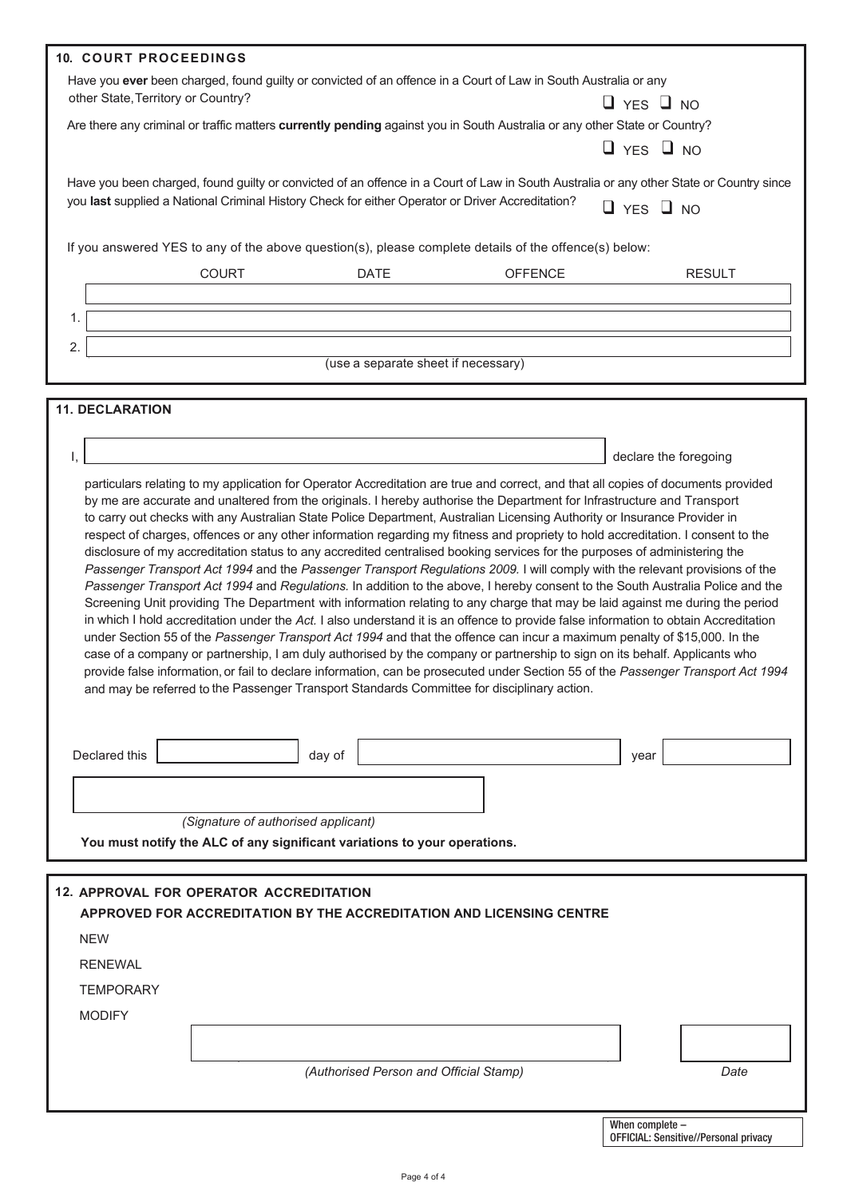## 10. COURT PROCEEDINGS

Have you **ever** been charged, found guilty or convicted of an offence in a Court of Law in South Australia or any other State, Territory or Country? ☐ YES ☐ NO

Are there any criminal or traffic matters **currently pending** against you in South Australia or any other State or Country? ☐ YES ☐ NO

Have you been charged, found guilty or convicted of an offence in a Court of Law in South Australia or any other State or Country since you **last** supplied a National Criminal History Check for either Operator or Driver Accreditation? ☐ YES ☐ NO

If you answered YES to any of the above question(s), please complete details of the offence(s) below:

| | COURT | DATE | OFFENCE | RESULT |
|---|---|---|---|---|
| | | | | |
| 1. | | | | |
| 2. | | | | |

(use a separate sheet if necessary)

## 11. DECLARATION

I, ______________________________ declare the foregoing

particulars relating to my application for Operator Accreditation are true and correct, and that all copies of documents provided by me are accurate and unaltered from the originals. I hereby authorise the Department for Infrastructure and Transport to carry out checks with any Australian State Police Department, Australian Licensing Authority or Insurance Provider in respect of charges, offences or any other information regarding my fitness and propriety to hold accreditation. I consent to the disclosure of my accreditation status to any accredited centralised booking services for the purposes of administering the *Passenger Transport Act 1994* and the *Passenger Transport Regulations 2009.* I will comply with the relevant provisions of the *Passenger Transport Act 1994* and *Regulations.* In addition to the above, I hereby consent to the South Australia Police and the Screening Unit providing The Department with information relating to any charge that may be laid against me during the period in which I hold accreditation under the *Act.* I also understand it is an offence to provide false information to obtain Accreditation under Section 55 of the *Passenger Transport Act 1994* and that the offence can incur a maximum penalty of $15,000. In the case of a company or partnership, I am duly authorised by the company or partnership to sign on its behalf. Applicants who provide false information, or fail to declare information, can be prosecuted under Section 55 of the *Passenger Transport Act 1994* and may be referred to the Passenger Transport Standards Committee for disciplinary action.

Declared this ____________ day of ______________________ year ____________

______________________________

*(Signature of authorised applicant)*

**You must notify the ALC of any significant variations to your operations.**

## 12. APPROVAL FOR OPERATOR ACCREDITATION

**APPROVED FOR ACCREDITATION BY THE ACCREDITATION AND LICENSING CENTRE**

NEW

RENEWAL

TEMPORARY

MODIFY

______________________________ ____________

*(Authorised Person and Official Stamp)* *Date*

When complete – OFFICIAL: Sensitive//Personal privacy